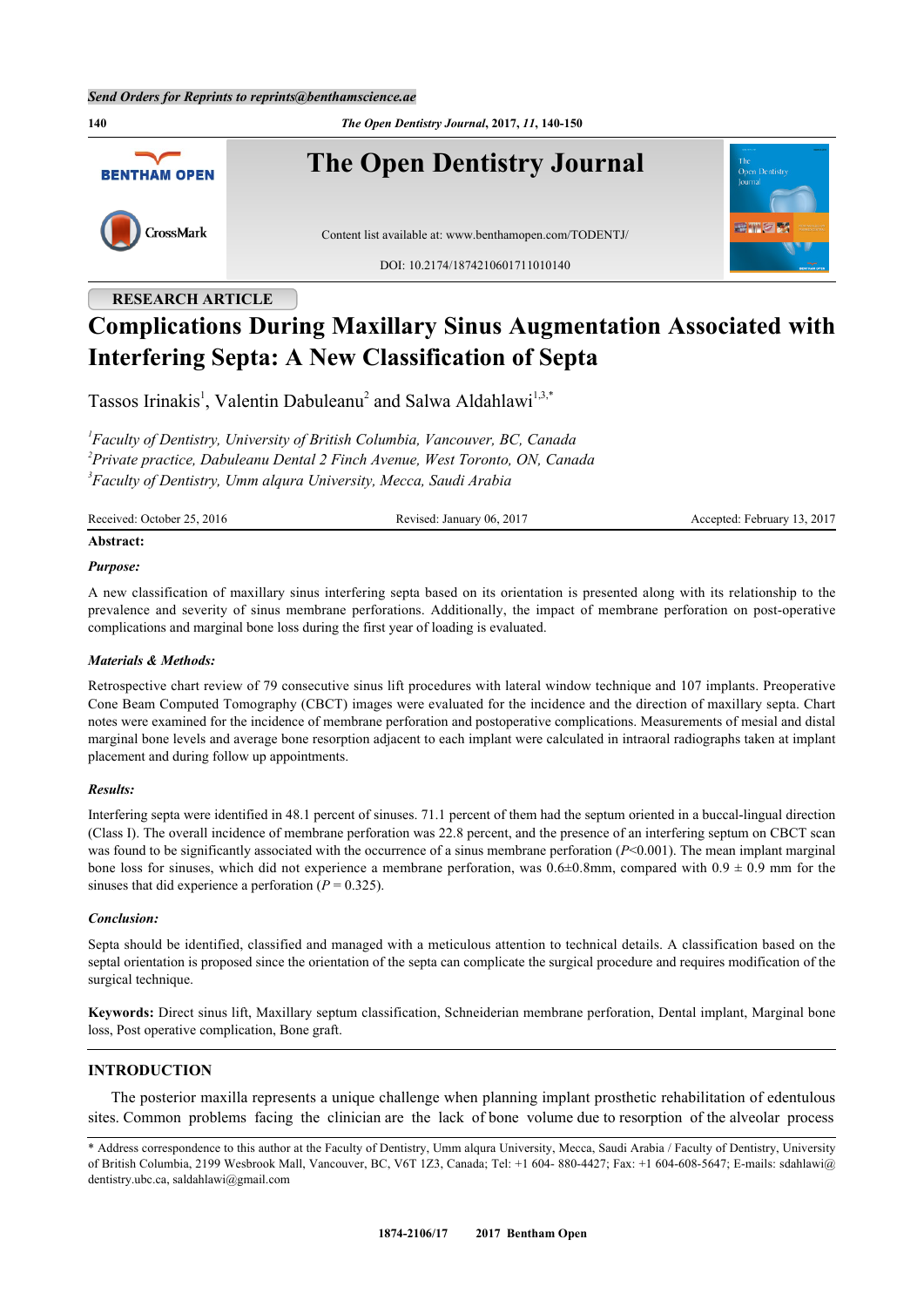RESEARCH ARTICLE

# Complications During Maxillary Sinus Augmentation Associated with Interfering Septa: A New Classification of Septa

Tassos Irinakis[1], Valentin Dabuleanu[2] and Salwa Aldahlawi[1,3,*]

[1]*Faculty of Dentistry, University of British Columbia, Vancouver, BC, Canada*
[2]*Private practice, Dabuleanu Dental 2 Finch Avenue, West Toronto, ON, Canada*
[3]*Faculty of Dentistry, Umm alqura University, Mecca, Saudi Arabia*

Received: October 25, 2016 | Revised: January 06, 2017 | Accepted: February 13, 2017

**Abstract:**

***Purpose:***

A new classification of maxillary sinus interfering septa based on its orientation is presented along with its relationship to the prevalence and severity of sinus membrane perforations. Additionally, the impact of membrane perforation on post-operative complications and marginal bone loss during the first year of loading is evaluated.

***Materials & Methods:***

Retrospective chart review of 79 consecutive sinus lift procedures with lateral window technique and 107 implants. Preoperative Cone Beam Computed Tomography (CBCT) images were evaluated for the incidence and the direction of maxillary septa. Chart notes were examined for the incidence of membrane perforation and postoperative complications. Measurements of mesial and distal marginal bone levels and average bone resorption adjacent to each implant were calculated in intraoral radiographs taken at implant placement and during follow up appointments.

***Results:***

Interfering septa were identified in 48.1 percent of sinuses. 71.1 percent of them had the septum oriented in a buccal-lingual direction (Class I). The overall incidence of membrane perforation was 22.8 percent, and the presence of an interfering septum on CBCT scan was found to be significantly associated with the occurrence of a sinus membrane perforation ($P<0.001$). The mean implant marginal bone loss for sinuses, which did not experience a membrane perforation, was 0.6±0.8mm, compared with 0.9 ± 0.9 mm for the sinuses that did experience a perforation ($P = 0.325$).

***Conclusion:***

Septa should be identified, classified and managed with a meticulous attention to technical details. A classification based on the septal orientation is proposed since the orientation of the septa can complicate the surgical procedure and requires modification of the surgical technique.

**Keywords:** Direct sinus lift, Maxillary septum classification, Schneiderian membrane perforation, Dental implant, Marginal bone loss, Post operative complication, Bone graft.

## INTRODUCTION

The posterior maxilla represents a unique challenge when planning implant prosthetic rehabilitation of edentulous sites. Common problems facing the clinician are the lack of bone volume due to resorption of the alveolar process

* Address correspondence to this author at the Faculty of Dentistry, Umm alqura University, Mecca, Saudi Arabia / Faculty of Dentistry, University of British Columbia, 2199 Wesbrook Mall, Vancouver, BC, V6T 1Z3, Canada; Tel: +1 604- 880-4427; Fax: +1 604-608-5647; E-mails: sdahlawi@dentistry.ubc.ca, saldahlawi@gmail.com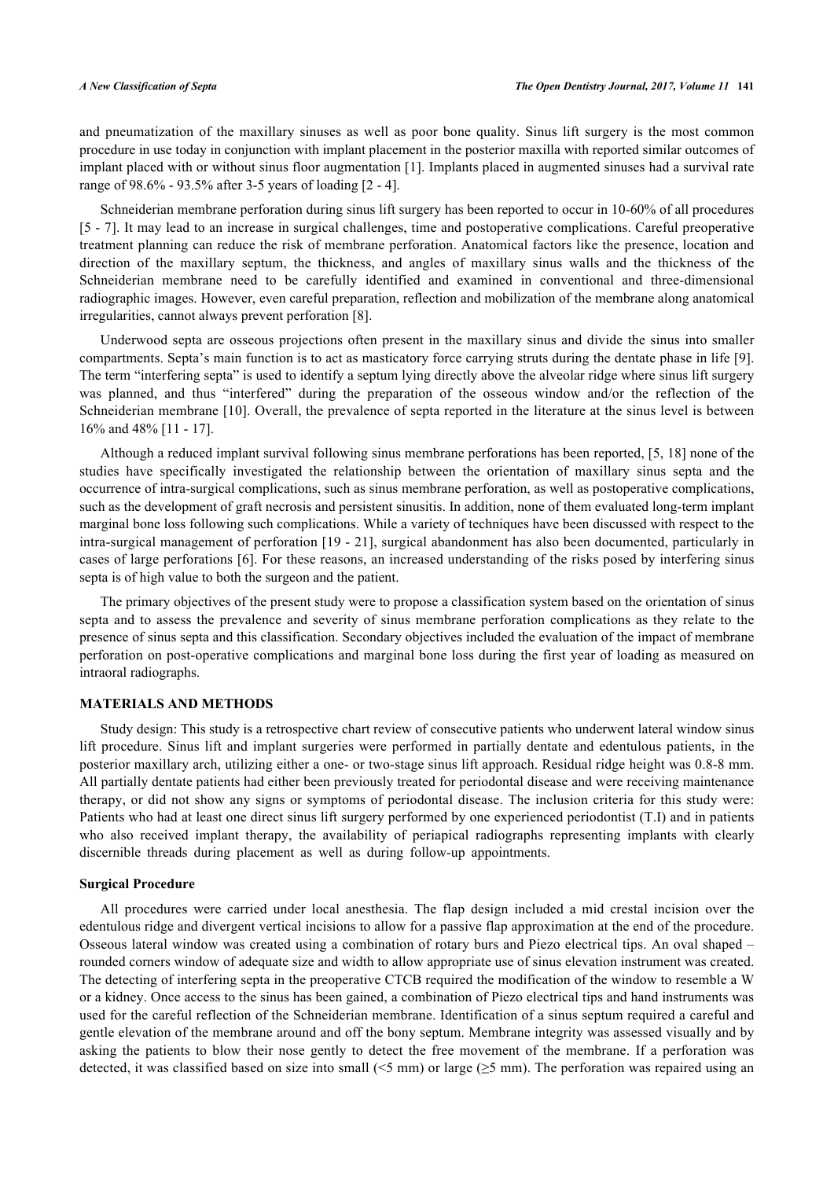and pneumatization of the maxillary sinuses as well as poor bone quality. Sinus lift surgery is the most common procedure in use today in conjunction with implant placement in the posterior maxilla with reported similar outcomes of implant placed with or without sinus floor augmentation [1]. Implants placed in augmented sinuses had a survival rate range of 98.6% - 93.5% after 3-5 years of loading [2 - 4].

Schneiderian membrane perforation during sinus lift surgery has been reported to occur in 10-60% of all procedures [5 - 7]. It may lead to an increase in surgical challenges, time and postoperative complications. Careful preoperative treatment planning can reduce the risk of membrane perforation. Anatomical factors like the presence, location and direction of the maxillary septum, the thickness, and angles of maxillary sinus walls and the thickness of the Schneiderian membrane need to be carefully identified and examined in conventional and three-dimensional radiographic images. However, even careful preparation, reflection and mobilization of the membrane along anatomical irregularities, cannot always prevent perforation [8].

Underwood septa are osseous projections often present in the maxillary sinus and divide the sinus into smaller compartments. Septa's main function is to act as masticatory force carrying struts during the dentate phase in life [9]. The term "interfering septa" is used to identify a septum lying directly above the alveolar ridge where sinus lift surgery was planned, and thus "interfered" during the preparation of the osseous window and/or the reflection of the Schneiderian membrane [10]. Overall, the prevalence of septa reported in the literature at the sinus level is between 16% and 48% [11 - 17].

Although a reduced implant survival following sinus membrane perforations has been reported, [5, 18] none of the studies have specifically investigated the relationship between the orientation of maxillary sinus septa and the occurrence of intra-surgical complications, such as sinus membrane perforation, as well as postoperative complications, such as the development of graft necrosis and persistent sinusitis. In addition, none of them evaluated long-term implant marginal bone loss following such complications. While a variety of techniques have been discussed with respect to the intra-surgical management of perforation [19 - 21], surgical abandonment has also been documented, particularly in cases of large perforations [6]. For these reasons, an increased understanding of the risks posed by interfering sinus septa is of high value to both the surgeon and the patient.

The primary objectives of the present study were to propose a classification system based on the orientation of sinus septa and to assess the prevalence and severity of sinus membrane perforation complications as they relate to the presence of sinus septa and this classification. Secondary objectives included the evaluation of the impact of membrane perforation on post-operative complications and marginal bone loss during the first year of loading as measured on intraoral radiographs.

## MATERIALS AND METHODS

Study design: This study is a retrospective chart review of consecutive patients who underwent lateral window sinus lift procedure. Sinus lift and implant surgeries were performed in partially dentate and edentulous patients, in the posterior maxillary arch, utilizing either a one- or two-stage sinus lift approach. Residual ridge height was 0.8-8 mm. All partially dentate patients had either been previously treated for periodontal disease and were receiving maintenance therapy, or did not show any signs or symptoms of periodontal disease. The inclusion criteria for this study were: Patients who had at least one direct sinus lift surgery performed by one experienced periodontist (T.I) and in patients who also received implant therapy, the availability of periapical radiographs representing implants with clearly discernible threads during placement as well as during follow-up appointments.

### Surgical Procedure

All procedures were carried under local anesthesia. The flap design included a mid crestal incision over the edentulous ridge and divergent vertical incisions to allow for a passive flap approximation at the end of the procedure. Osseous lateral window was created using a combination of rotary burs and Piezo electrical tips. An oval shaped – rounded corners window of adequate size and width to allow appropriate use of sinus elevation instrument was created. The detecting of interfering septa in the preoperative CTCB required the modification of the window to resemble a W or a kidney. Once access to the sinus has been gained, a combination of Piezo electrical tips and hand instruments was used for the careful reflection of the Schneiderian membrane. Identification of a sinus septum required a careful and gentle elevation of the membrane around and off the bony septum. Membrane integrity was assessed visually and by asking the patients to blow their nose gently to detect the free movement of the membrane. If a perforation was detected, it was classified based on size into small (<5 mm) or large (≥5 mm). The perforation was repaired using an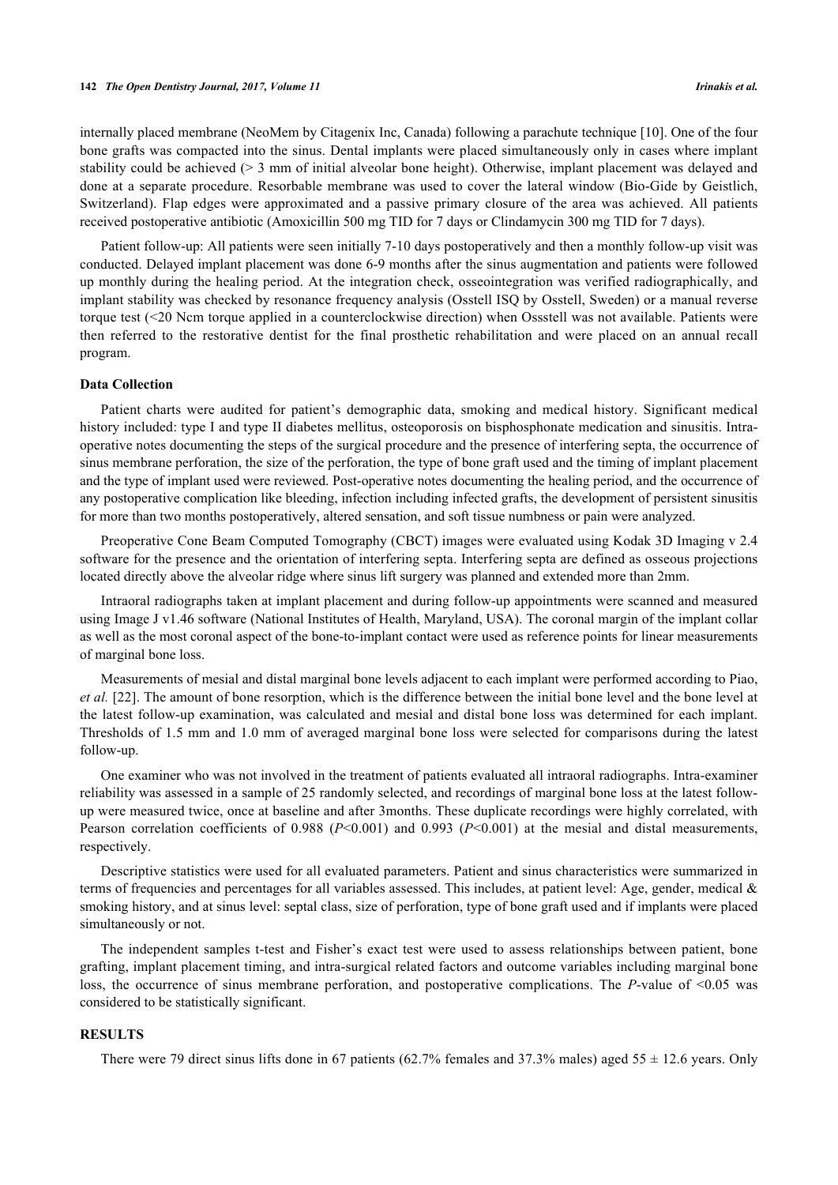internally placed membrane (NeoMem by Citagenix Inc, Canada) following a parachute technique [10]. One of the four bone grafts was compacted into the sinus. Dental implants were placed simultaneously only in cases where implant stability could be achieved (> 3 mm of initial alveolar bone height). Otherwise, implant placement was delayed and done at a separate procedure. Resorbable membrane was used to cover the lateral window (Bio-Gide by Geistlich, Switzerland). Flap edges were approximated and a passive primary closure of the area was achieved. All patients received postoperative antibiotic (Amoxicillin 500 mg TID for 7 days or Clindamycin 300 mg TID for 7 days).

Patient follow-up: All patients were seen initially 7-10 days postoperatively and then a monthly follow-up visit was conducted. Delayed implant placement was done 6-9 months after the sinus augmentation and patients were followed up monthly during the healing period. At the integration check, osseointegration was verified radiographically, and implant stability was checked by resonance frequency analysis (Osstell ISQ by Osstell, Sweden) or a manual reverse torque test (<20 Ncm torque applied in a counterclockwise direction) when Ossstell was not available. Patients were then referred to the restorative dentist for the final prosthetic rehabilitation and were placed on an annual recall program.

### Data Collection

Patient charts were audited for patient's demographic data, smoking and medical history. Significant medical history included: type I and type II diabetes mellitus, osteoporosis on bisphosphonate medication and sinusitis. Intra-operative notes documenting the steps of the surgical procedure and the presence of interfering septa, the occurrence of sinus membrane perforation, the size of the perforation, the type of bone graft used and the timing of implant placement and the type of implant used were reviewed. Post-operative notes documenting the healing period, and the occurrence of any postoperative complication like bleeding, infection including infected grafts, the development of persistent sinusitis for more than two months postoperatively, altered sensation, and soft tissue numbness or pain were analyzed.

Preoperative Cone Beam Computed Tomography (CBCT) images were evaluated using Kodak 3D Imaging v 2.4 software for the presence and the orientation of interfering septa. Interfering septa are defined as osseous projections located directly above the alveolar ridge where sinus lift surgery was planned and extended more than 2mm.

Intraoral radiographs taken at implant placement and during follow-up appointments were scanned and measured using Image J v1.46 software (National Institutes of Health, Maryland, USA). The coronal margin of the implant collar as well as the most coronal aspect of the bone-to-implant contact were used as reference points for linear measurements of marginal bone loss.

Measurements of mesial and distal marginal bone levels adjacent to each implant were performed according to Piao, *et al.* [22]. The amount of bone resorption, which is the difference between the initial bone level and the bone level at the latest follow-up examination, was calculated and mesial and distal bone loss was determined for each implant. Thresholds of 1.5 mm and 1.0 mm of averaged marginal bone loss were selected for comparisons during the latest follow-up.

One examiner who was not involved in the treatment of patients evaluated all intraoral radiographs. Intra-examiner reliability was assessed in a sample of 25 randomly selected, and recordings of marginal bone loss at the latest follow-up were measured twice, once at baseline and after 3months. These duplicate recordings were highly correlated, with Pearson correlation coefficients of 0.988 ($P$<0.001) and 0.993 ($P$<0.001) at the mesial and distal measurements, respectively.

Descriptive statistics were used for all evaluated parameters. Patient and sinus characteristics were summarized in terms of frequencies and percentages for all variables assessed. This includes, at patient level: Age, gender, medical & smoking history, and at sinus level: septal class, size of perforation, type of bone graft used and if implants were placed simultaneously or not.

The independent samples t-test and Fisher's exact test were used to assess relationships between patient, bone grafting, implant placement timing, and intra-surgical related factors and outcome variables including marginal bone loss, the occurrence of sinus membrane perforation, and postoperative complications. The $P$-value of <0.05 was considered to be statistically significant.

## RESULTS

There were 79 direct sinus lifts done in 67 patients (62.7% females and 37.3% males) aged 55 ± 12.6 years. Only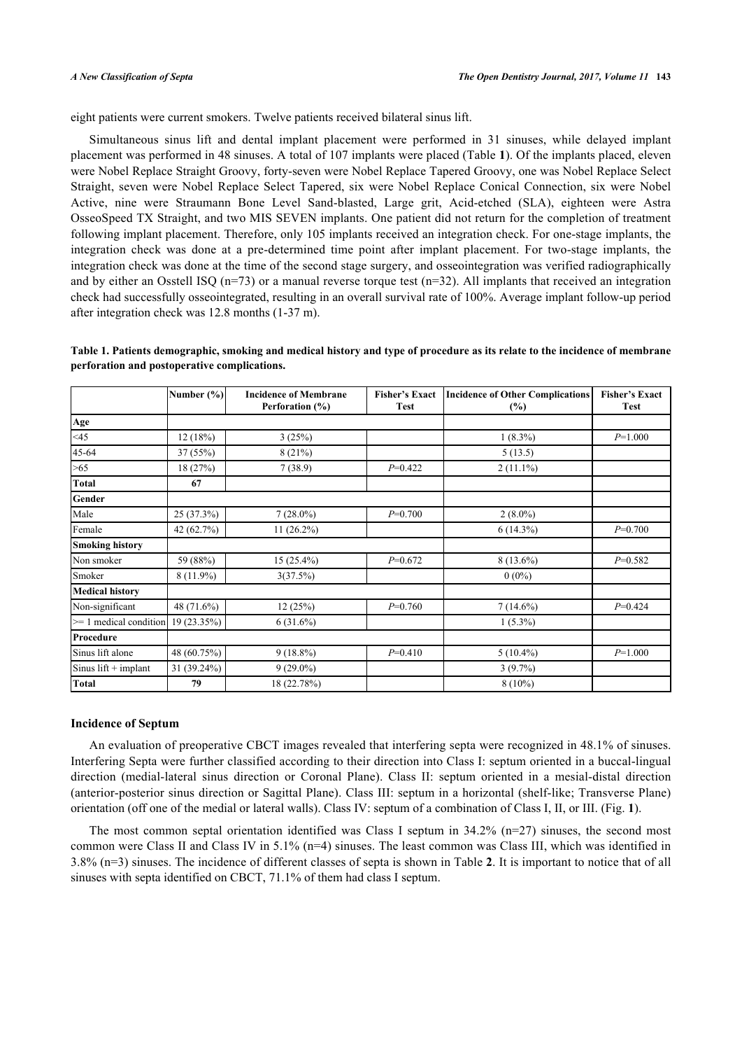eight patients were current smokers. Twelve patients received bilateral sinus lift.

Simultaneous sinus lift and dental implant placement were performed in 31 sinuses, while delayed implant placement was performed in 48 sinuses. A total of 107 implants were placed (Table **1**). Of the implants placed, eleven were Nobel Replace Straight Groovy, forty-seven were Nobel Replace Tapered Groovy, one was Nobel Replace Select Straight, seven were Nobel Replace Select Tapered, six were Nobel Replace Conical Connection, six were Nobel Active, nine were Straumann Bone Level Sand-blasted, Large grit, Acid-etched (SLA), eighteen were Astra OsseoSpeed TX Straight, and two MIS SEVEN implants. One patient did not return for the completion of treatment following implant placement. Therefore, only 105 implants received an integration check. For one-stage implants, the integration check was done at a pre-determined time point after implant placement. For two-stage implants, the integration check was done at the time of the second stage surgery, and osseointegration was verified radiographically and by either an Osstell ISQ (n=73) or a manual reverse torque test (n=32). All implants that received an integration check had successfully osseointegrated, resulting in an overall survival rate of 100%. Average implant follow-up period after integration check was 12.8 months (1-37 m).

**Table 1. Patients demographic, smoking and medical history and type of procedure as its relate to the incidence of membrane perforation and postoperative complications.**

| | Number (%) | Incidence of Membrane Perforation (%) | Fisher's Exact Test | Incidence of Other Complications (%) | Fisher's Exact Test |
|---|---|---|---|---|---|
| **Age** | | | | | |
| <45 | 12 (18%) | 3 (25%) | | 1 (8.3%) | *P*=1.000 |
| 45-64 | 37 (55%) | 8 (21%) | | 5 (13.5) | |
| >65 | 18 (27%) | 7 (38.9) | *P*=0.422 | 2 (11.1%) | |
| **Total** | **67** | | | | |
| **Gender** | | | | | |
| Male | 25 (37.3%) | 7 (28.0%) | *P*=0.700 | 2 (8.0%) | |
| Female | 42 (62.7%) | 11 (26.2%) | | 6 (14.3%) | *P*=0.700 |
| **Smoking history** | | | | | |
| Non smoker | 59 (88%) | 15 (25.4%) | *P*=0.672 | 8 (13.6%) | *P*=0.582 |
| Smoker | 8 (11.9%) | 3(37.5%) | | 0 (0%) | |
| **Medical history** | | | | | |
| Non-significant | 48 (71.6%) | 12 (25%) | *P*=0.760 | 7 (14.6%) | *P*=0.424 |
| >= 1 medical condition | 19 (23.35%) | 6 (31.6%) | | 1 (5.3%) | |
| **Procedure** | | | | | |
| Sinus lift alone | 48 (60.75%) | 9 (18.8%) | *P*=0.410 | 5 (10.4%) | *P*=1.000 |
| Sinus lift + implant | 31 (39.24%) | 9 (29.0%) | | 3 (9.7%) | |
| **Total** | **79** | 18 (22.78%) | | 8 (10%) | |

### Incidence of Septum

An evaluation of preoperative CBCT images revealed that interfering septa were recognized in 48.1% of sinuses. Interfering Septa were further classified according to their direction into Class I: septum oriented in a buccal-lingual direction (medial-lateral sinus direction or Coronal Plane). Class II: septum oriented in a mesial-distal direction (anterior-posterior sinus direction or Sagittal Plane). Class III: septum in a horizontal (shelf-like; Transverse Plane) orientation (off one of the medial or lateral walls). Class IV: septum of a combination of Class I, II, or III. (Fig. **1**).

The most common septal orientation identified was Class I septum in 34.2% (n=27) sinuses, the second most common were Class II and Class IV in 5.1% (n=4) sinuses. The least common was Class III, which was identified in 3.8% (n=3) sinuses. The incidence of different classes of septa is shown in Table **2**. It is important to notice that of all sinuses with septa identified on CBCT, 71.1% of them had class I septum.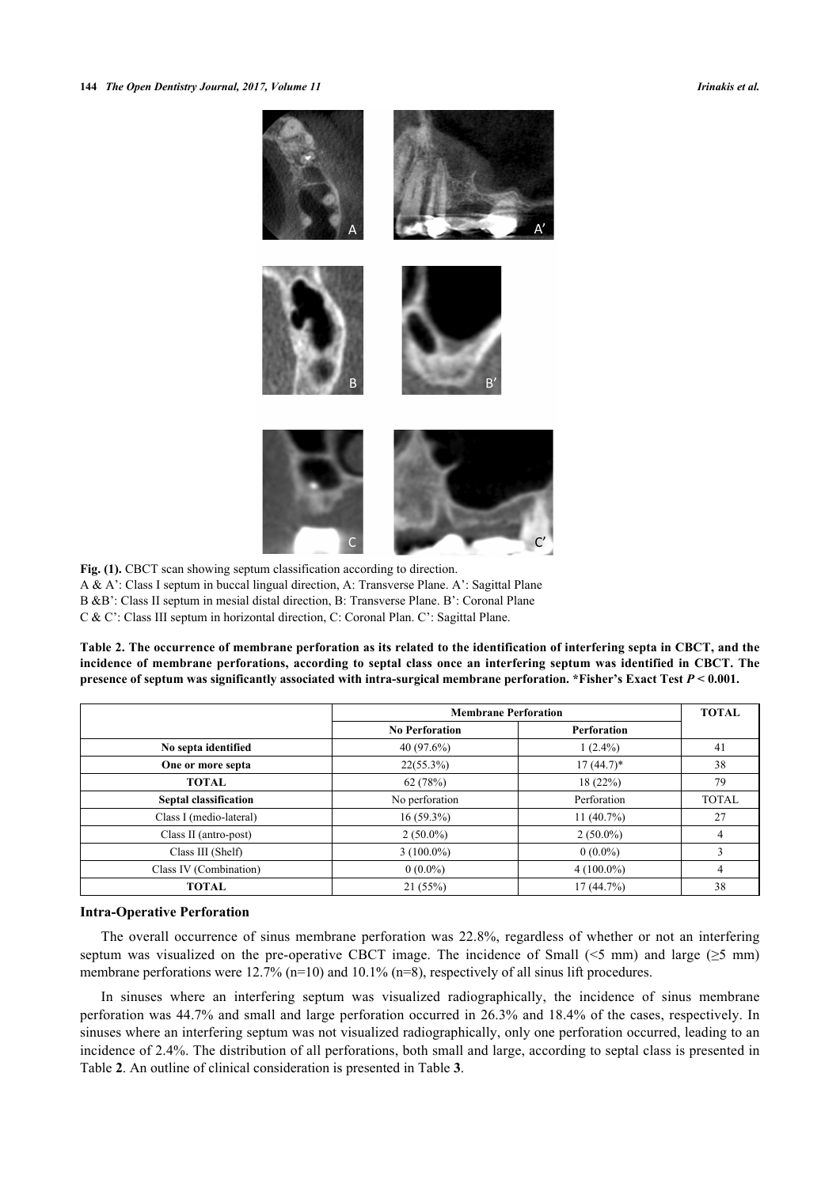Fig. (1). CBCT scan showing septum classification according to direction.
A & A': Class I septum in buccal lingual direction, A: Transverse Plane. A': Sagittal Plane
B &B': Class II septum in mesial distal direction, B: Transverse Plane. B': Coronal Plane
C & C': Class III septum in horizontal direction, C: Coronal Plan. C': Sagittal Plane.

**Table 2. The occurrence of membrane perforation as its related to the identification of interfering septa in CBCT, and the incidence of membrane perforations, according to septal class once an interfering septum was identified in CBCT. The presence of septum was significantly associated with intra-surgical membrane perforation. *Fisher's Exact Test $P < 0.001$.**

| | Membrane Perforation | | TOTAL |
|---|---|---|---|
| | **No Perforation** | **Perforation** | |
| **No septa identified** | 40 (97.6%) | 1 (2.4%) | 41 |
| **One or more septa** | 22(55.3%) | 17 (44.7)* | 38 |
| **TOTAL** | 62 (78%) | 18 (22%) | 79 |
| **Septal classification** | No perforation | Perforation | TOTAL |
| Class I (medio-lateral) | 16 (59.3%) | 11 (40.7%) | 27 |
| Class II (antro-post) | 2 (50.0%) | 2 (50.0%) | 4 |
| Class III (Shelf) | 3 (100.0%) | 0 (0.0%) | 3 |
| Class IV (Combination) | 0 (0.0%) | 4 (100.0%) | 4 |
| **TOTAL** | 21 (55%) | 17 (44.7%) | 38 |

### Intra-Operative Perforation

The overall occurrence of sinus membrane perforation was 22.8%, regardless of whether or not an interfering septum was visualized on the pre-operative CBCT image. The incidence of Small (<5 mm) and large (≥5 mm) membrane perforations were 12.7% (n=10) and 10.1% (n=8), respectively of all sinus lift procedures.

In sinuses where an interfering septum was visualized radiographically, the incidence of sinus membrane perforation was 44.7% and small and large perforation occurred in 26.3% and 18.4% of the cases, respectively. In sinuses where an interfering septum was not visualized radiographically, only one perforation occurred, leading to an incidence of 2.4%. The distribution of all perforations, both small and large, according to septal class is presented in Table **2**. An outline of clinical consideration is presented in Table **3**.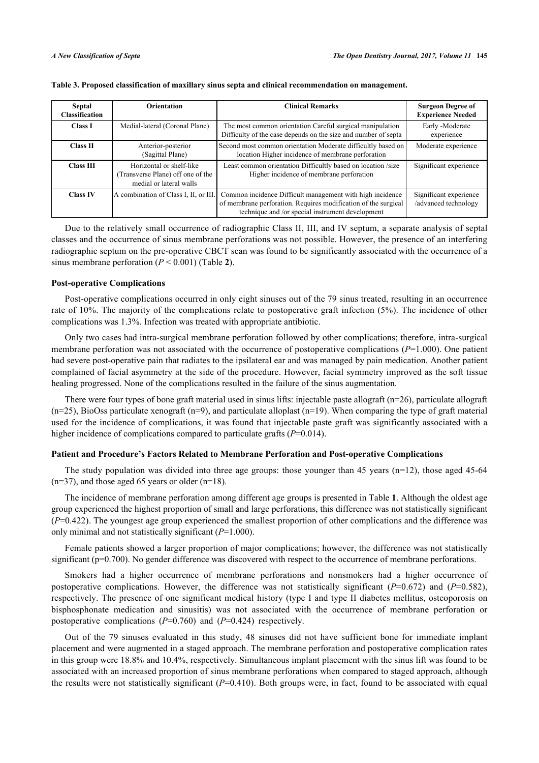**Table 3. Proposed classification of maxillary sinus septa and clinical recommendation on management.**

| Septal Classification | Orientation | Clinical Remarks | Surgeon Degree of Experience Needed |
|---|---|---|---|
| **Class I** | Medial-lateral (Coronal Plane) | The most common orientation Careful surgical manipulation Difficulty of the case depends on the size and number of septa | Early -Moderate experience |
| **Class II** | Anterior-posterior (Sagittal Plane) | Second most common orientation Moderate difficultly based on location Higher incidence of membrane perforation | Moderate experience |
| **Class III** | Horizontal or shelf-like (Transverse Plane) off one of the medial or lateral walls | Least common orientation Difficultly based on location /size Higher incidence of membrane perforation | Significant experience |
| **Class IV** | A combination of Class I, II, or III. | Common incidence Difficult management with high incidence of membrane perforation. Requires modification of the surgical technique and /or special instrument development | Significant experience /advanced technology |

Due to the relatively small occurrence of radiographic Class II, III, and IV septum, a separate analysis of septal classes and the occurrence of sinus membrane perforations was not possible. However, the presence of an interfering radiographic septum on the pre-operative CBCT scan was found to be significantly associated with the occurrence of a sinus membrane perforation ($P < 0.001$) (Table **2**).

### Post-operative Complications

Post-operative complications occurred in only eight sinuses out of the 79 sinus treated, resulting in an occurrence rate of 10%. The majority of the complications relate to postoperative graft infection (5%). The incidence of other complications was 1.3%. Infection was treated with appropriate antibiotic.

Only two cases had intra-surgical membrane perforation followed by other complications; therefore, intra-surgical membrane perforation was not associated with the occurrence of postoperative complications ($P$=1.000). One patient had severe post-operative pain that radiates to the ipsilateral ear and was managed by pain medication. Another patient complained of facial asymmetry at the side of the procedure. However, facial symmetry improved as the soft tissue healing progressed. None of the complications resulted in the failure of the sinus augmentation.

There were four types of bone graft material used in sinus lifts: injectable paste allograft (n=26), particulate allograft (n=25), BioOss particulate xenograft (n=9), and particulate alloplast (n=19). When comparing the type of graft material used for the incidence of complications, it was found that injectable paste graft was significantly associated with a higher incidence of complications compared to particulate grafts ($P$=0.014).

### Patient and Procedure's Factors Related to Membrane Perforation and Post-operative Complications

The study population was divided into three age groups: those younger than 45 years (n=12), those aged 45-64 (n=37), and those aged 65 years or older (n=18).

The incidence of membrane perforation among different age groups is presented in Table **1**. Although the oldest age group experienced the highest proportion of small and large perforations, this difference was not statistically significant ($P$=0.422). The youngest age group experienced the smallest proportion of other complications and the difference was only minimal and not statistically significant ($P$=1.000).

Female patients showed a larger proportion of major complications; however, the difference was not statistically significant (p=0.700). No gender difference was discovered with respect to the occurrence of membrane perforations.

Smokers had a higher occurrence of membrane perforations and nonsmokers had a higher occurrence of postoperative complications. However, the difference was not statistically significant ($P$=0.672) and ($P$=0.582), respectively. The presence of one significant medical history (type I and type II diabetes mellitus, osteoporosis on bisphosphonate medication and sinusitis) was not associated with the occurrence of membrane perforation or postoperative complications ($P$=0.760) and ($P$=0.424) respectively.

Out of the 79 sinuses evaluated in this study, 48 sinuses did not have sufficient bone for immediate implant placement and were augmented in a staged approach. The membrane perforation and postoperative complication rates in this group were 18.8% and 10.4%, respectively. Simultaneous implant placement with the sinus lift was found to be associated with an increased proportion of sinus membrane perforations when compared to staged approach, although the results were not statistically significant ($P$=0.410). Both groups were, in fact, found to be associated with equal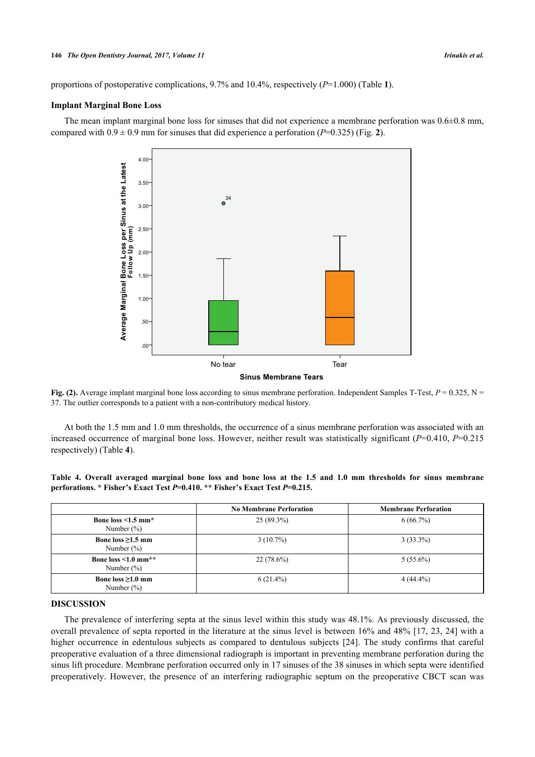proportions of postoperative complications, 9.7% and 10.4%, respectively ($P$=1.000) (Table **1**).

### Implant Marginal Bone Loss

The mean implant marginal bone loss for sinuses that did not experience a membrane perforation was 0.6±0.8 mm, compared with 0.9 ± 0.9 mm for sinuses that did experience a perforation ($P$=0.325) (Fig. **2**).

**Fig. (2).** Average implant marginal bone loss according to sinus membrane perforation. Independent Samples T-Test, $P$ = 0.325, N = 37. The outlier corresponds to a patient with a non-contributory medical history.

At both the 1.5 mm and 1.0 mm thresholds, the occurrence of a sinus membrane perforation was associated with an increased occurrence of marginal bone loss. However, neither result was statistically significant ($P$=0.410, $P$=0.215 respectively) (Table **4**).

**Table 4. Overall averaged marginal bone loss and bone loss at the 1.5 and 1.0 mm thresholds for sinus membrane perforations. * Fisher's Exact Test $P$=0.410. ** Fisher's Exact Test $P$=0.215.**

| | No Membrane Perforation | Membrane Perforation |
|---|---|---|
| **Bone loss <1.5 mm*** Number (%) | 25 (89.3%) | 6 (66.7%) |
| **Bone loss ≥1.5 mm** Number (%) | 3 (10.7%) | 3 (33.3%) |
| **Bone loss <1.0 mm**** Number (%) | 22 (78.6%) | 5 (55.6%) |
| **Bone loss ≥1.0 mm** Number (%) | 6 (21.4%) | 4 (44.4%) |

## DISCUSSION

The prevalence of interfering septa at the sinus level within this study was 48.1%. As previously discussed, the overall prevalence of septa reported in the literature at the sinus level is between 16% and 48% [17, 23, 24] with a higher occurrence in edentulous subjects as compared to dentulous subjects [24]. The study confirms that careful preoperative evaluation of a three dimensional radiograph is important in preventing membrane perforation during the sinus lift procedure. Membrane perforation occurred only in 17 sinuses of the 38 sinuses in which septa were identified preoperatively. However, the presence of an interfering radiographic septum on the preoperative CBCT scan was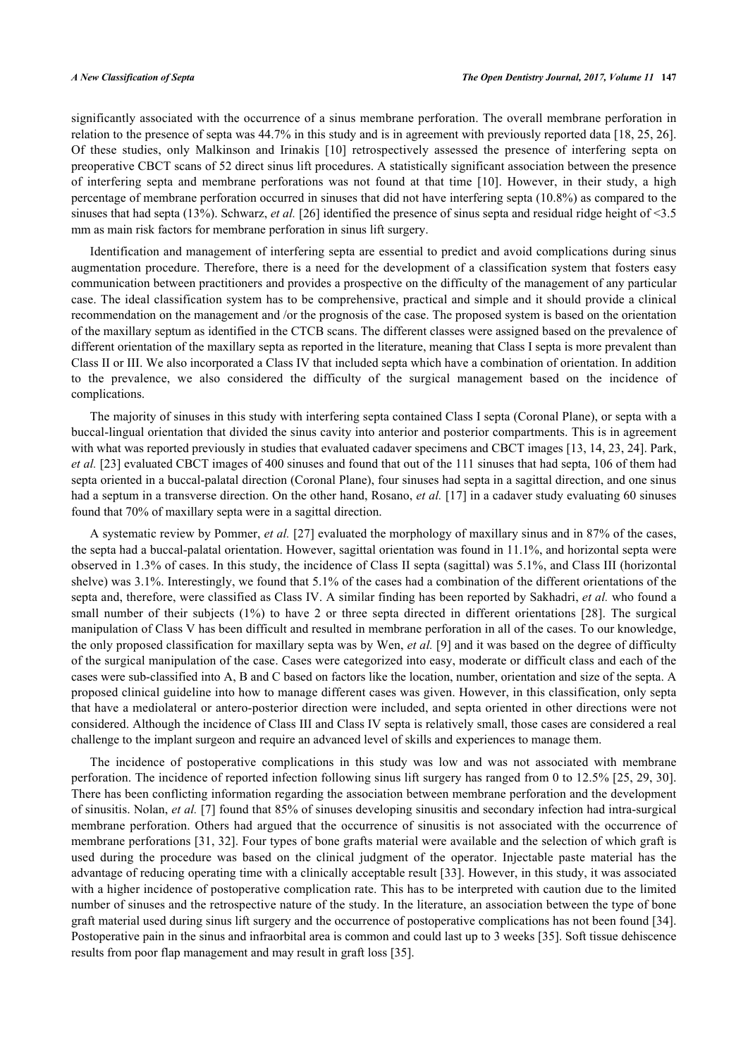significantly associated with the occurrence of a sinus membrane perforation. The overall membrane perforation in relation to the presence of septa was 44.7% in this study and is in agreement with previously reported data [18, 25, 26]. Of these studies, only Malkinson and Irinakis [10] retrospectively assessed the presence of interfering septa on preoperative CBCT scans of 52 direct sinus lift procedures. A statistically significant association between the presence of interfering septa and membrane perforations was not found at that time [10]. However, in their study, a high percentage of membrane perforation occurred in sinuses that did not have interfering septa (10.8%) as compared to the sinuses that had septa (13%). Schwarz, *et al.* [26] identified the presence of sinus septa and residual ridge height of <3.5 mm as main risk factors for membrane perforation in sinus lift surgery.

Identification and management of interfering septa are essential to predict and avoid complications during sinus augmentation procedure. Therefore, there is a need for the development of a classification system that fosters easy communication between practitioners and provides a prospective on the difficulty of the management of any particular case. The ideal classification system has to be comprehensive, practical and simple and it should provide a clinical recommendation on the management and /or the prognosis of the case. The proposed system is based on the orientation of the maxillary septum as identified in the CTCB scans. The different classes were assigned based on the prevalence of different orientation of the maxillary septa as reported in the literature, meaning that Class I septa is more prevalent than Class II or III. We also incorporated a Class IV that included septa which have a combination of orientation. In addition to the prevalence, we also considered the difficulty of the surgical management based on the incidence of complications.

The majority of sinuses in this study with interfering septa contained Class I septa (Coronal Plane), or septa with a buccal-lingual orientation that divided the sinus cavity into anterior and posterior compartments. This is in agreement with what was reported previously in studies that evaluated cadaver specimens and CBCT images [13, 14, 23, 24]. Park, *et al.* [23] evaluated CBCT images of 400 sinuses and found that out of the 111 sinuses that had septa, 106 of them had septa oriented in a buccal-palatal direction (Coronal Plane), four sinuses had septa in a sagittal direction, and one sinus had a septum in a transverse direction. On the other hand, Rosano, *et al.* [17] in a cadaver study evaluating 60 sinuses found that 70% of maxillary septa were in a sagittal direction.

A systematic review by Pommer, *et al.* [27] evaluated the morphology of maxillary sinus and in 87% of the cases, the septa had a buccal-palatal orientation. However, sagittal orientation was found in 11.1%, and horizontal septa were observed in 1.3% of cases. In this study, the incidence of Class II septa (sagittal) was 5.1%, and Class III (horizontal shelve) was 3.1%. Interestingly, we found that 5.1% of the cases had a combination of the different orientations of the septa and, therefore, were classified as Class IV. A similar finding has been reported by Sakhadri, *et al.* who found a small number of their subjects (1%) to have 2 or three septa directed in different orientations [28]. The surgical manipulation of Class V has been difficult and resulted in membrane perforation in all of the cases. To our knowledge, the only proposed classification for maxillary septa was by Wen, *et al.* [9] and it was based on the degree of difficulty of the surgical manipulation of the case. Cases were categorized into easy, moderate or difficult class and each of the cases were sub-classified into A, B and C based on factors like the location, number, orientation and size of the septa. A proposed clinical guideline into how to manage different cases was given. However, in this classification, only septa that have a mediolateral or antero-posterior direction were included, and septa oriented in other directions were not considered. Although the incidence of Class III and Class IV septa is relatively small, those cases are considered a real challenge to the implant surgeon and require an advanced level of skills and experiences to manage them.

The incidence of postoperative complications in this study was low and was not associated with membrane perforation. The incidence of reported infection following sinus lift surgery has ranged from 0 to 12.5% [25, 29, 30]. There has been conflicting information regarding the association between membrane perforation and the development of sinusitis. Nolan, *et al.* [7] found that 85% of sinuses developing sinusitis and secondary infection had intra-surgical membrane perforation. Others had argued that the occurrence of sinusitis is not associated with the occurrence of membrane perforations [31, 32]. Four types of bone grafts material were available and the selection of which graft is used during the procedure was based on the clinical judgment of the operator. Injectable paste material has the advantage of reducing operating time with a clinically acceptable result [33]. However, in this study, it was associated with a higher incidence of postoperative complication rate. This has to be interpreted with caution due to the limited number of sinuses and the retrospective nature of the study. In the literature, an association between the type of bone graft material used during sinus lift surgery and the occurrence of postoperative complications has not been found [34]. Postoperative pain in the sinus and infraorbital area is common and could last up to 3 weeks [35]. Soft tissue dehiscence results from poor flap management and may result in graft loss [35].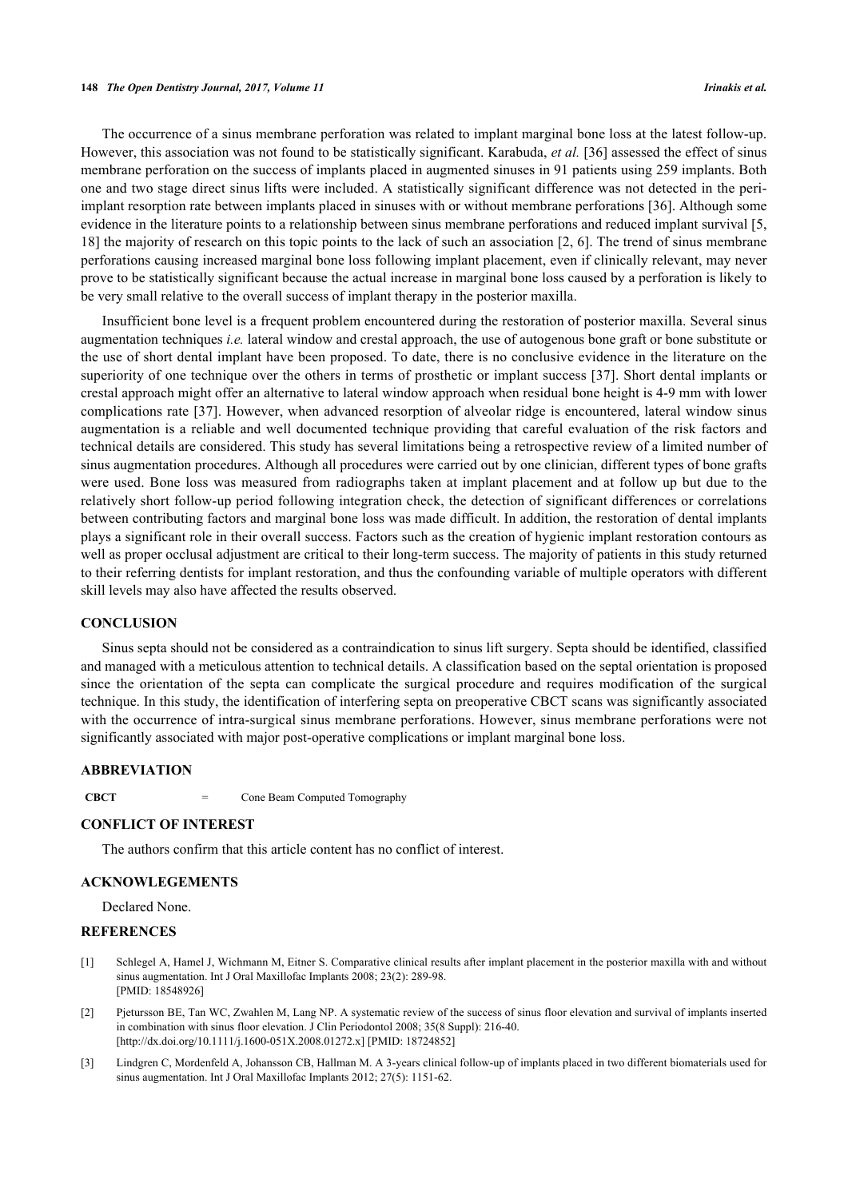The occurrence of a sinus membrane perforation was related to implant marginal bone loss at the latest follow-up. However, this association was not found to be statistically significant. Karabuda, *et al.* [36] assessed the effect of sinus membrane perforation on the success of implants placed in augmented sinuses in 91 patients using 259 implants. Both one and two stage direct sinus lifts were included. A statistically significant difference was not detected in the peri-implant resorption rate between implants placed in sinuses with or without membrane perforations [36]. Although some evidence in the literature points to a relationship between sinus membrane perforations and reduced implant survival [5, 18] the majority of research on this topic points to the lack of such an association [2, 6]. The trend of sinus membrane perforations causing increased marginal bone loss following implant placement, even if clinically relevant, may never prove to be statistically significant because the actual increase in marginal bone loss caused by a perforation is likely to be very small relative to the overall success of implant therapy in the posterior maxilla.

Insufficient bone level is a frequent problem encountered during the restoration of posterior maxilla. Several sinus augmentation techniques *i.e.* lateral window and crestal approach, the use of autogenous bone graft or bone substitute or the use of short dental implant have been proposed. To date, there is no conclusive evidence in the literature on the superiority of one technique over the others in terms of prosthetic or implant success [37]. Short dental implants or crestal approach might offer an alternative to lateral window approach when residual bone height is 4-9 mm with lower complications rate [37]. However, when advanced resorption of alveolar ridge is encountered, lateral window sinus augmentation is a reliable and well documented technique providing that careful evaluation of the risk factors and technical details are considered. This study has several limitations being a retrospective review of a limited number of sinus augmentation procedures. Although all procedures were carried out by one clinician, different types of bone grafts were used. Bone loss was measured from radiographs taken at implant placement and at follow up but due to the relatively short follow-up period following integration check, the detection of significant differences or correlations between contributing factors and marginal bone loss was made difficult. In addition, the restoration of dental implants plays a significant role in their overall success. Factors such as the creation of hygienic implant restoration contours as well as proper occlusal adjustment are critical to their long-term success. The majority of patients in this study returned to their referring dentists for implant restoration, and thus the confounding variable of multiple operators with different skill levels may also have affected the results observed.

## CONCLUSION

Sinus septa should not be considered as a contraindication to sinus lift surgery. Septa should be identified, classified and managed with a meticulous attention to technical details. A classification based on the septal orientation is proposed since the orientation of the septa can complicate the surgical procedure and requires modification of the surgical technique. In this study, the identification of interfering septa on preoperative CBCT scans was significantly associated with the occurrence of intra-surgical sinus membrane perforations. However, sinus membrane perforations were not significantly associated with major post-operative complications or implant marginal bone loss.

## ABBREVIATION

**CBCT** = Cone Beam Computed Tomography

## CONFLICT OF INTEREST

The authors confirm that this article content has no conflict of interest.

## ACKNOWLEGEMENTS

Declared None.

## REFERENCES

[1] Schlegel A, Hamel J, Wichmann M, Eitner S. Comparative clinical results after implant placement in the posterior maxilla with and without sinus augmentation. Int J Oral Maxillofac Implants 2008; 23(2): 289-98.
[PMID: 18548926]

[2] Pjetursson BE, Tan WC, Zwahlen M, Lang NP. A systematic review of the success of sinus floor elevation and survival of implants inserted in combination with sinus floor elevation. J Clin Periodontol 2008; 35(8 Suppl): 216-40.
[http://dx.doi.org/10.1111/j.1600-051X.2008.01272.x] [PMID: 18724852]

[3] Lindgren C, Mordenfeld A, Johansson CB, Hallman M. A 3-years clinical follow-up of implants placed in two different biomaterials used for sinus augmentation. Int J Oral Maxillofac Implants 2012; 27(5): 1151-62.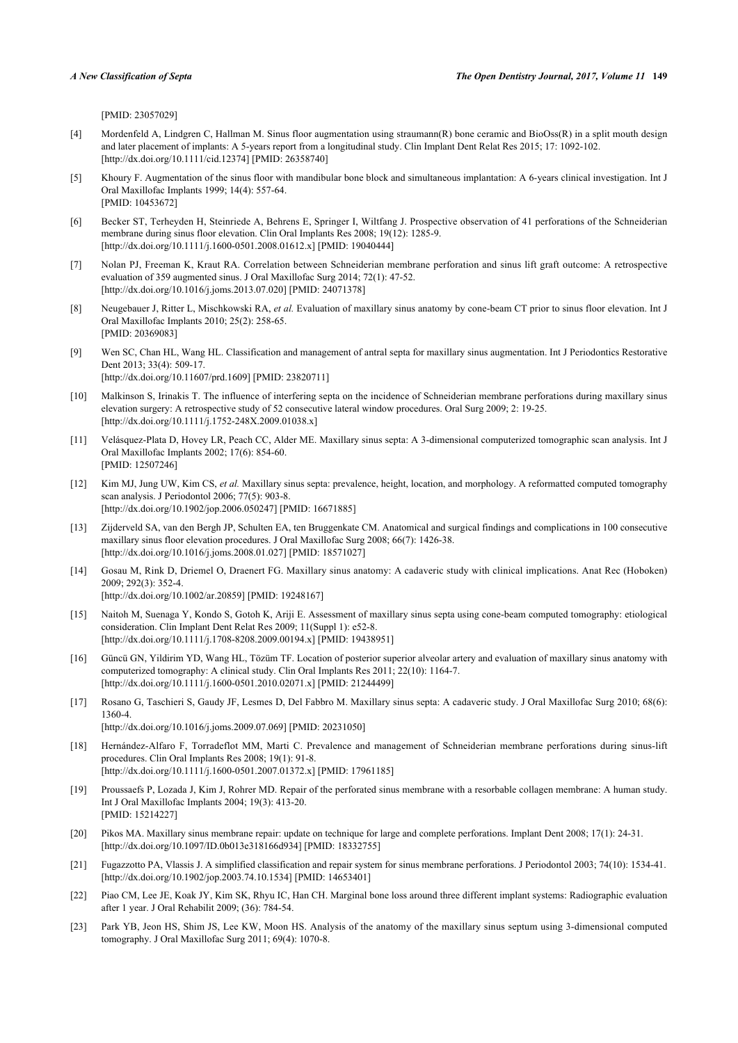[PMID: 23057029]

[4] Mordenfeld A, Lindgren C, Hallman M. Sinus floor augmentation using straumann(R) bone ceramic and BioOss(R) in a split mouth design and later placement of implants: A 5-years report from a longitudinal study. Clin Implant Dent Relat Res 2015; 17: 1092-102. [http://dx.doi.org/10.1111/cid.12374] [PMID: 26358740]

[5] Khoury F. Augmentation of the sinus floor with mandibular bone block and simultaneous implantation: A 6-years clinical investigation. Int J Oral Maxillofac Implants 1999; 14(4): 557-64. [PMID: 10453672]

[6] Becker ST, Terheyden H, Steinriede A, Behrens E, Springer I, Wiltfang J. Prospective observation of 41 perforations of the Schneiderian membrane during sinus floor elevation. Clin Oral Implants Res 2008; 19(12): 1285-9. [http://dx.doi.org/10.1111/j.1600-0501.2008.01612.x] [PMID: 19040444]

[7] Nolan PJ, Freeman K, Kraut RA. Correlation between Schneiderian membrane perforation and sinus lift graft outcome: A retrospective evaluation of 359 augmented sinus. J Oral Maxillofac Surg 2014; 72(1): 47-52. [http://dx.doi.org/10.1016/j.joms.2013.07.020] [PMID: 24071378]

[8] Neugebauer J, Ritter L, Mischkowski RA, *et al.* Evaluation of maxillary sinus anatomy by cone-beam CT prior to sinus floor elevation. Int J Oral Maxillofac Implants 2010; 25(2): 258-65. [PMID: 20369083]

[9] Wen SC, Chan HL, Wang HL. Classification and management of antral septa for maxillary sinus augmentation. Int J Periodontics Restorative Dent 2013; 33(4): 509-17. [http://dx.doi.org/10.11607/prd.1609] [PMID: 23820711]

[10] Malkinson S, Irinakis T. The influence of interfering septa on the incidence of Schneiderian membrane perforations during maxillary sinus elevation surgery: A retrospective study of 52 consecutive lateral window procedures. Oral Surg 2009; 2: 19-25. [http://dx.doi.org/10.1111/j.1752-248X.2009.01038.x]

[11] Velásquez-Plata D, Hovey LR, Peach CC, Alder ME. Maxillary sinus septa: A 3-dimensional computerized tomographic scan analysis. Int J Oral Maxillofac Implants 2002; 17(6): 854-60. [PMID: 12507246]

[12] Kim MJ, Jung UW, Kim CS, *et al.* Maxillary sinus septa: prevalence, height, location, and morphology. A reformatted computed tomography scan analysis. J Periodontol 2006; 77(5): 903-8. [http://dx.doi.org/10.1902/jop.2006.050247] [PMID: 16671885]

[13] Zijderveld SA, van den Bergh JP, Schulten EA, ten Bruggenkate CM. Anatomical and surgical findings and complications in 100 consecutive maxillary sinus floor elevation procedures. J Oral Maxillofac Surg 2008; 66(7): 1426-38. [http://dx.doi.org/10.1016/j.joms.2008.01.027] [PMID: 18571027]

[14] Gosau M, Rink D, Driemel O, Draenert FG. Maxillary sinus anatomy: A cadaveric study with clinical implications. Anat Rec (Hoboken) 2009; 292(3): 352-4. [http://dx.doi.org/10.1002/ar.20859] [PMID: 19248167]

[15] Naitoh M, Suenaga Y, Kondo S, Gotoh K, Ariji E. Assessment of maxillary sinus septa using cone-beam computed tomography: etiological consideration. Clin Implant Dent Relat Res 2009; 11(Suppl 1): e52-8. [http://dx.doi.org/10.1111/j.1708-8208.2009.00194.x] [PMID: 19438951]

[16] Güncü GN, Yildirim YD, Wang HL, Tözüm TF. Location of posterior superior alveolar artery and evaluation of maxillary sinus anatomy with computerized tomography: A clinical study. Clin Oral Implants Res 2011; 22(10): 1164-7. [http://dx.doi.org/10.1111/j.1600-0501.2010.02071.x] [PMID: 21244499]

[17] Rosano G, Taschieri S, Gaudy JF, Lesmes D, Del Fabbro M. Maxillary sinus septa: A cadaveric study. J Oral Maxillofac Surg 2010; 68(6): 1360-4. [http://dx.doi.org/10.1016/j.joms.2009.07.069] [PMID: 20231050]

[18] Hernández-Alfaro F, Torradeflot MM, Marti C. Prevalence and management of Schneiderian membrane perforations during sinus-lift procedures. Clin Oral Implants Res 2008; 19(1): 91-8. [http://dx.doi.org/10.1111/j.1600-0501.2007.01372.x] [PMID: 17961185]

[19] Proussaefs P, Lozada J, Kim J, Rohrer MD. Repair of the perforated sinus membrane with a resorbable collagen membrane: A human study. Int J Oral Maxillofac Implants 2004; 19(3): 413-20. [PMID: 15214227]

[20] Pikos MA. Maxillary sinus membrane repair: update on technique for large and complete perforations. Implant Dent 2008; 17(1): 24-31. [http://dx.doi.org/10.1097/ID.0b013e318166d934] [PMID: 18332755]

[21] Fugazzotto PA, Vlassis J. A simplified classification and repair system for sinus membrane perforations. J Periodontol 2003; 74(10): 1534-41. [http://dx.doi.org/10.1902/jop.2003.74.10.1534] [PMID: 14653401]

[22] Piao CM, Lee JE, Koak JY, Kim SK, Rhyu IC, Han CH. Marginal bone loss around three different implant systems: Radiographic evaluation after 1 year. J Oral Rehabilit 2009; (36): 784-54.

[23] Park YB, Jeon HS, Shim JS, Lee KW, Moon HS. Analysis of the anatomy of the maxillary sinus septum using 3-dimensional computed tomography. J Oral Maxillofac Surg 2011; 69(4): 1070-8.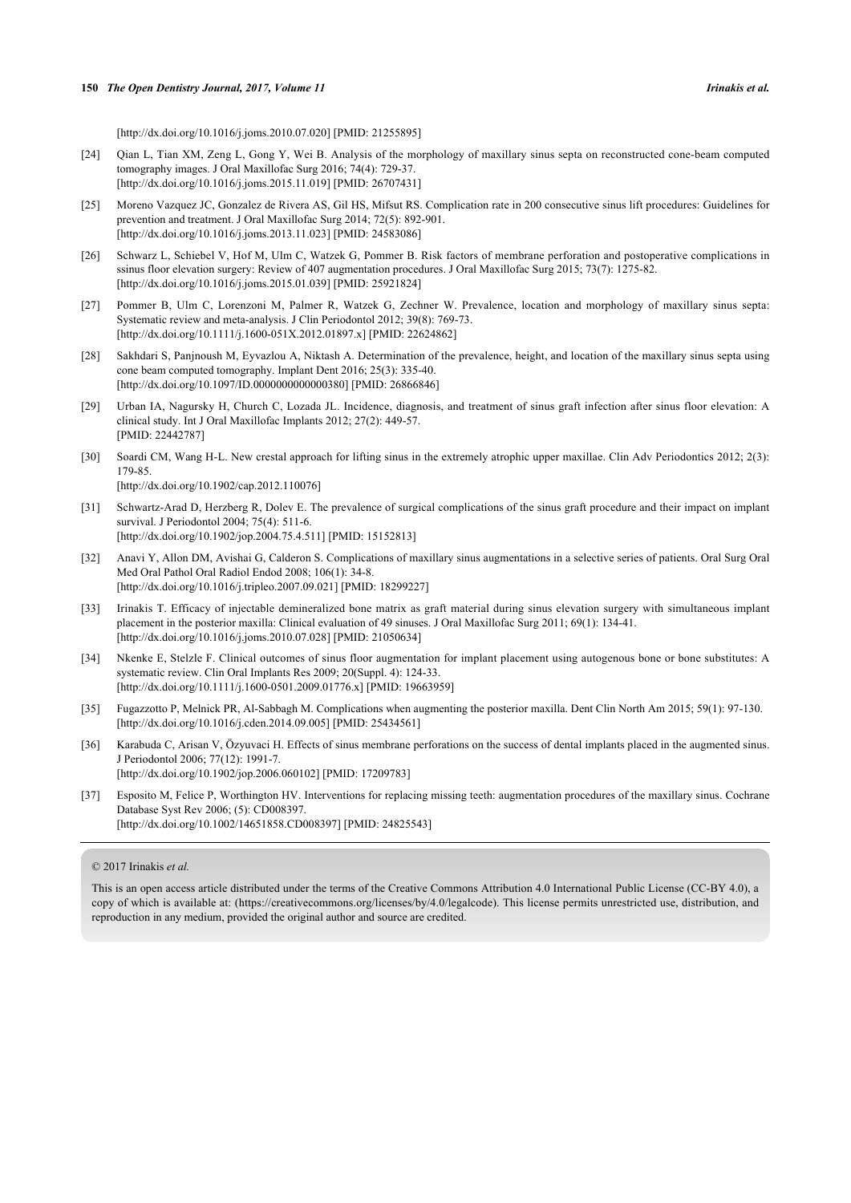[http://dx.doi.org/10.1016/j.joms.2010.07.020] [PMID: 21255895]

[24] Qian L, Tian XM, Zeng L, Gong Y, Wei B. Analysis of the morphology of maxillary sinus septa on reconstructed cone-beam computed tomography images. J Oral Maxillofac Surg 2016; 74(4): 729-37. [http://dx.doi.org/10.1016/j.joms.2015.11.019] [PMID: 26707431]

[25] Moreno Vazquez JC, Gonzalez de Rivera AS, Gil HS, Mifsut RS. Complication rate in 200 consecutive sinus lift procedures: Guidelines for prevention and treatment. J Oral Maxillofac Surg 2014; 72(5): 892-901. [http://dx.doi.org/10.1016/j.joms.2013.11.023] [PMID: 24583086]

[26] Schwarz L, Schiebel V, Hof M, Ulm C, Watzek G, Pommer B. Risk factors of membrane perforation and postoperative complications in ssinus floor elevation surgery: Review of 407 augmentation procedures. J Oral Maxillofac Surg 2015; 73(7): 1275-82. [http://dx.doi.org/10.1016/j.joms.2015.01.039] [PMID: 25921824]

[27] Pommer B, Ulm C, Lorenzoni M, Palmer R, Watzek G, Zechner W. Prevalence, location and morphology of maxillary sinus septa: Systematic review and meta-analysis. J Clin Periodontol 2012; 39(8): 769-73. [http://dx.doi.org/10.1111/j.1600-051X.2012.01897.x] [PMID: 22624862]

[28] Sakhdari S, Panjnoush M, Eyvazlou A, Niktash A. Determination of the prevalence, height, and location of the maxillary sinus septa using cone beam computed tomography. Implant Dent 2016; 25(3): 335-40. [http://dx.doi.org/10.1097/ID.0000000000000380] [PMID: 26866846]

[29] Urban IA, Nagursky H, Church C, Lozada JL. Incidence, diagnosis, and treatment of sinus graft infection after sinus floor elevation: A clinical study. Int J Oral Maxillofac Implants 2012; 27(2): 449-57. [PMID: 22442787]

[30] Soardi CM, Wang H-L. New crestal approach for lifting sinus in the extremely atrophic upper maxillae. Clin Adv Periodontics 2012; 2(3): 179-85. [http://dx.doi.org/10.1902/cap.2012.110076]

[31] Schwartz-Arad D, Herzberg R, Dolev E. The prevalence of surgical complications of the sinus graft procedure and their impact on implant survival. J Periodontol 2004; 75(4): 511-6. [http://dx.doi.org/10.1902/jop.2004.75.4.511] [PMID: 15152813]

[32] Anavi Y, Allon DM, Avishai G, Calderon S. Complications of maxillary sinus augmentations in a selective series of patients. Oral Surg Oral Med Oral Pathol Oral Radiol Endod 2008; 106(1): 34-8. [http://dx.doi.org/10.1016/j.tripleo.2007.09.021] [PMID: 18299227]

[33] Irinakis T. Efficacy of injectable demineralized bone matrix as graft material during sinus elevation surgery with simultaneous implant placement in the posterior maxilla: Clinical evaluation of 49 sinuses. J Oral Maxillofac Surg 2011; 69(1): 134-41. [http://dx.doi.org/10.1016/j.joms.2010.07.028] [PMID: 21050634]

[34] Nkenke E, Stelzle F. Clinical outcomes of sinus floor augmentation for implant placement using autogenous bone or bone substitutes: A systematic review. Clin Oral Implants Res 2009; 20(Suppl. 4): 124-33. [http://dx.doi.org/10.1111/j.1600-0501.2009.01776.x] [PMID: 19663959]

[35] Fugazzotto P, Melnick PR, Al-Sabbagh M. Complications when augmenting the posterior maxilla. Dent Clin North Am 2015; 59(1): 97-130. [http://dx.doi.org/10.1016/j.cden.2014.09.005] [PMID: 25434561]

[36] Karabuda C, Arisan V, Özyuvaci H. Effects of sinus membrane perforations on the success of dental implants placed in the augmented sinus. J Periodontol 2006; 77(12): 1991-7. [http://dx.doi.org/10.1902/jop.2006.060102] [PMID: 17209783]

[37] Esposito M, Felice P, Worthington HV. Interventions for replacing missing teeth: augmentation procedures of the maxillary sinus. Cochrane Database Syst Rev 2006; (5): CD008397. [http://dx.doi.org/10.1002/14651858.CD008397] [PMID: 24825543]

---

© 2017 Irinakis *et al.*

This is an open access article distributed under the terms of the Creative Commons Attribution 4.0 International Public License (CC-BY 4.0), a copy of which is available at: (https://creativecommons.org/licenses/by/4.0/legalcode). This license permits unrestricted use, distribution, and reproduction in any medium, provided the original author and source are credited.